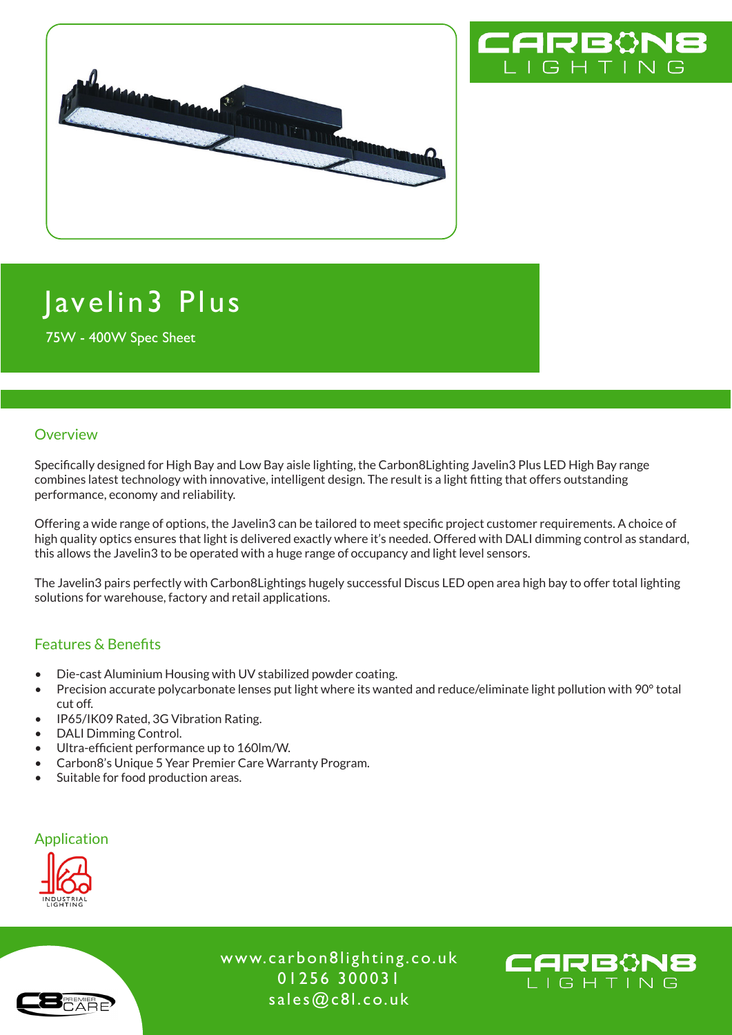# Javelin3 Plus

75W - 400W Spec Sheet

## Overview

Specifically designed for High Bay and Low Bay aisle lighting, the Carbon8Lighting Javelin3 Plus LED High Bay range combines latest technology with innovative, intelligent design. The result is a light fitting that offers outstanding performance, economy and reliability.

Offering a wide range of options, the Javelin3 can be tailored to meet specific project customer requirements. A choice of high quality optics ensures that light is delivered exactly where it's needed. Offered with DALI dimming control as standard, this allows the Javelin3 to be operated with a huge range of occupancy and light level sensors.

The Javelin3 pairs perfectly with Carbon8Lightings hugely successful Discus LED open area high bay to offer total lighting solutions for warehouse, factory and retail applications.

## Features & Benefits

- Die-cast Aluminium Housing with UV stabilized powder coating.
- Precision accurate polycarbonate lenses put light where its wanted and reduce/eliminate light pollution with 90° total cut off.
- IP65/IK09 Rated, 3G Vibration Rating.
- DALI Dimming Control.
- Ultra-efficient performance up to 160lm/W.
- Carbon8's Unique 5 Year Premier Care Warranty Program.
- Suitable for food production areas.

## Application

INDUSTRIAL LIGHTING

www.carbon8lighting.co.uk
01256 300031
sales@c8l.co.uk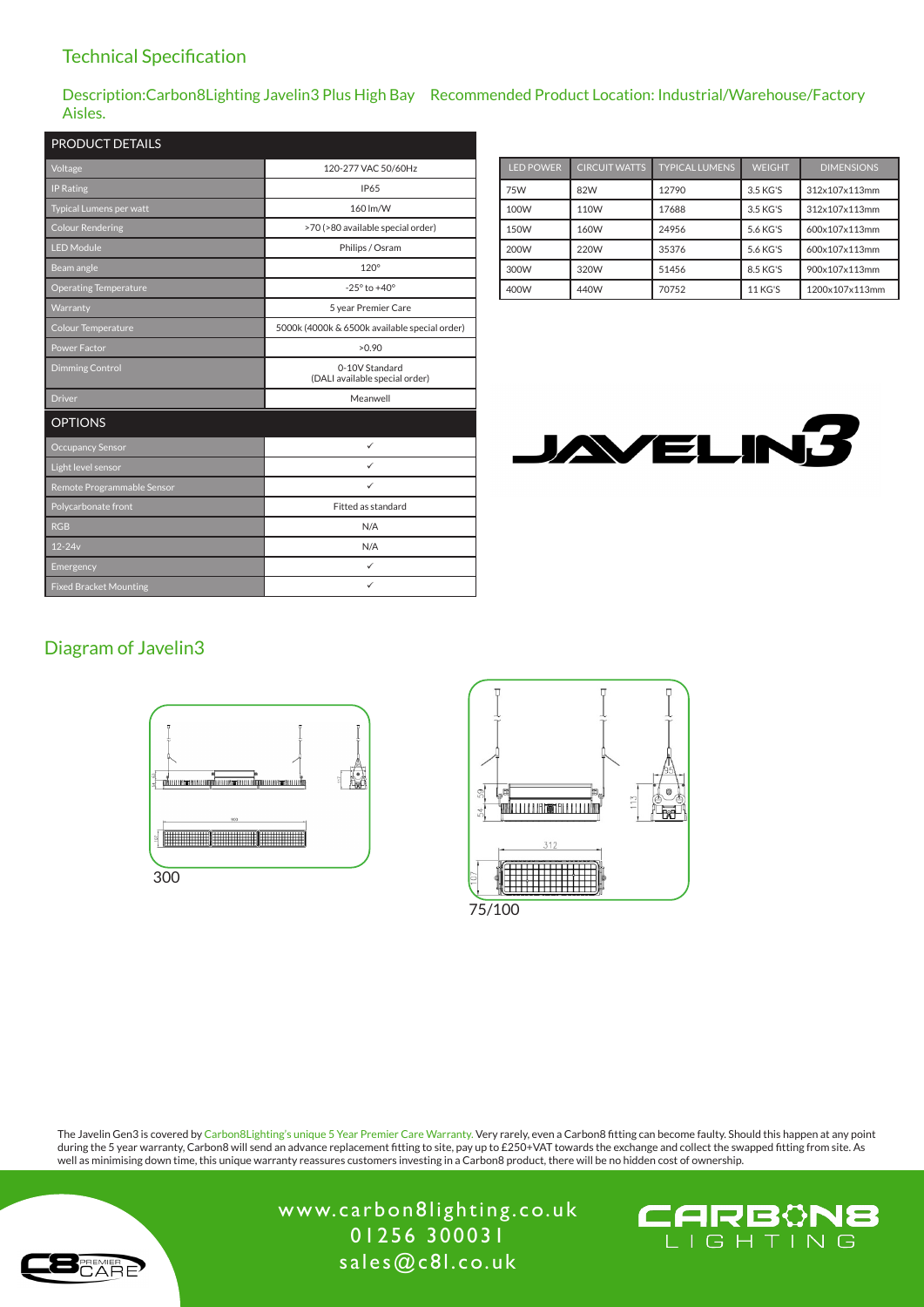## Technical Specification

Description:Carbon8Lighting Javelin3 Plus High Bay    Recommended Product Location: Industrial/Warehouse/Factory Aisles.

| PRODUCT DETAILS | |
|---|---|
| Voltage | 120-277 VAC 50/60Hz |
| IP Rating | IP65 |
| Typical Lumens per watt | 160 lm/W |
| Colour Rendering | >70 (>80 available special order) |
| LED Module | Philips / Osram |
| Beam angle | 120° |
| Operating Temperature | -25° to +40° |
| Warranty | 5 year Premier Care |
| Colour Temperature | 5000k (4000k & 6500k available special order) |
| Power Factor | >0.90 |
| Dimming Control | 0-10V Standard (DALI available special order) |
| Driver | Meanwell |
| **OPTIONS** | |
| Occupancy Sensor | ✓ |
| Light level sensor | ✓ |
| Remote Programmable Sensor | ✓ |
| Polycarbonate front | Fitted as standard |
| RGB | N/A |
| 12-24v | N/A |
| Emergency | ✓ |
| Fixed Bracket Mounting | ✓ |

| LED POWER | CIRCUIT WATTS | TYPICAL LUMENS | WEIGHT | DIMENSIONS |
|---|---|---|---|---|
| 75W | 82W | 12790 | 3.5 KG'S | 312x107x113mm |
| 100W | 110W | 17688 | 3.5 KG'S | 312x107x113mm |
| 150W | 160W | 24956 | 5.6 KG'S | 600x107x113mm |
| 200W | 220W | 35376 | 5.6 KG'S | 600x107x113mm |
| 300W | 320W | 51456 | 8.5 KG'S | 900x107x113mm |
| 400W | 440W | 70752 | 11 KG'S | 1200x107x113mm |

JAVELIN3

## Diagram of Javelin3

300

75/100

The Javelin Gen3 is covered by Carbon8Lighting's unique 5 Year Premier Care Warranty. Very rarely, even a Carbon8 fitting can become faulty. Should this happen at any point during the 5 year warranty, Carbon8 will send an advance replacement fitting to site, pay up to £250+VAT towards the exchange and collect the swapped fitting from site. As well as minimising down time, this unique warranty reassures customers investing in a Carbon8 product, there will be no hidden cost of ownership.

www.carbon8lighting.co.uk
01256 300031
sales@c8l.co.uk

CARBON8 LIGHTING